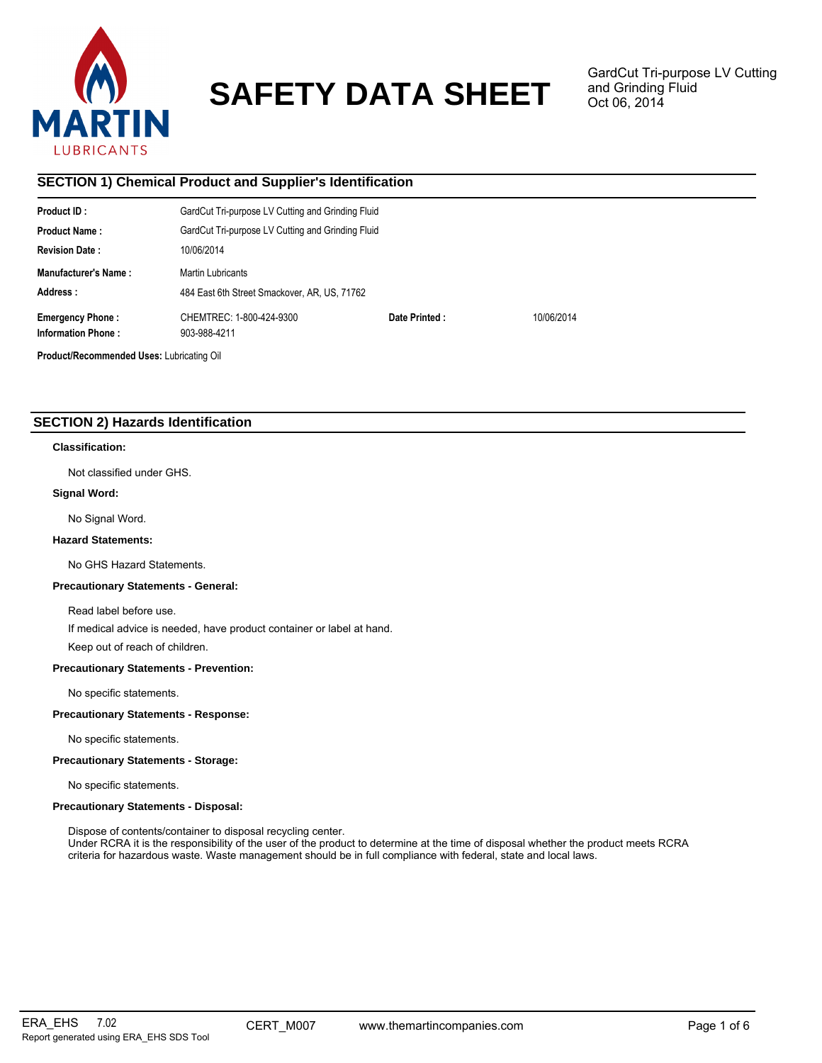# SAFETY DATA SHEET

GardCut Tri-purpose LV Cutting and Grinding Fluid
Oct 06, 2014

## SECTION 1) Chemical Product and Supplier's Identification

| | | | |
|---|---|---|---|
| **Product ID :** | GardCut Tri-purpose LV Cutting and Grinding Fluid | | |
| **Product Name :** | GardCut Tri-purpose LV Cutting and Grinding Fluid | | |
| **Revision Date :** | 10/06/2014 | | |
| **Manufacturer's Name :** | Martin Lubricants | | |
| **Address :** | 484 East 6th Street Smackover, AR, US, 71762 | | |
| **Emergency Phone :** | CHEMTREC: 1-800-424-9300 | **Date Printed :** | 10/06/2014 |
| **Information Phone :** | 903-988-4211 | | |

**Product/Recommended Uses:** Lubricating Oil

## SECTION 2) Hazards Identification

**Classification:**

Not classified under GHS.

**Signal Word:**

No Signal Word.

**Hazard Statements:**

No GHS Hazard Statements.

**Precautionary Statements - General:**

Read label before use.

If medical advice is needed, have product container or label at hand.

Keep out of reach of children.

**Precautionary Statements - Prevention:**

No specific statements.

**Precautionary Statements - Response:**

No specific statements.

**Precautionary Statements - Storage:**

No specific statements.

**Precautionary Statements - Disposal:**

Dispose of contents/container to disposal recycling center.
Under RCRA it is the responsibility of the user of the product to determine at the time of disposal whether the product meets RCRA criteria for hazardous waste. Waste management should be in full compliance with federal, state and local laws.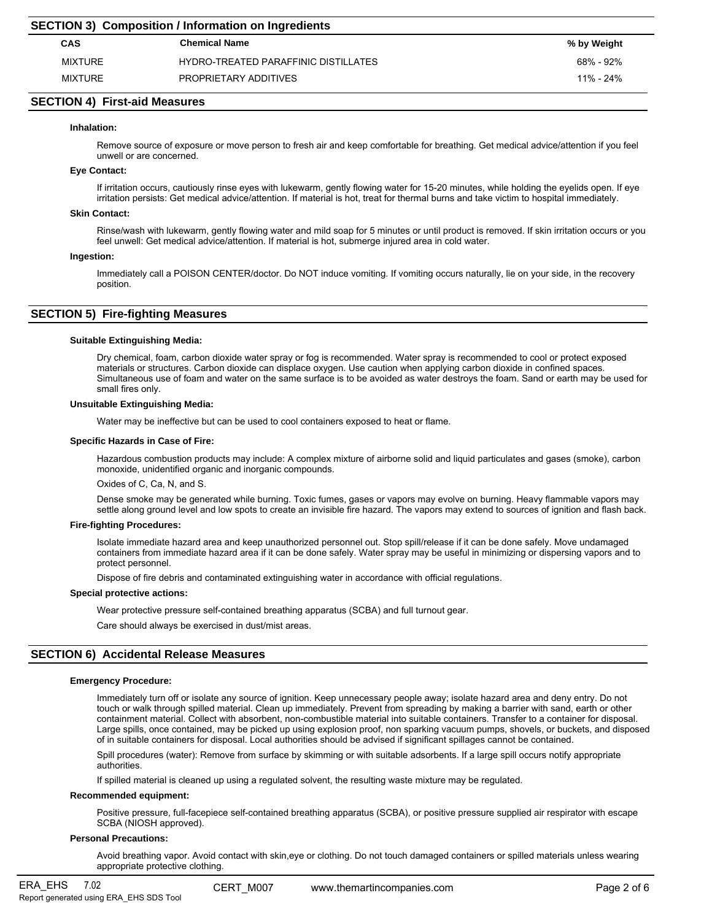## SECTION 3) Composition / Information on Ingredients

| CAS | Chemical Name | % by Weight |
|---|---|---|
| MIXTURE | HYDRO-TREATED PARAFFINIC DISTILLATES | 68% - 92% |
| MIXTURE | PROPRIETARY ADDITIVES | 11% - 24% |

## SECTION 4) First-aid Measures

**Inhalation:**

Remove source of exposure or move person to fresh air and keep comfortable for breathing. Get medical advice/attention if you feel unwell or are concerned.

**Eye Contact:**

If irritation occurs, cautiously rinse eyes with lukewarm, gently flowing water for 15-20 minutes, while holding the eyelids open. If eye irritation persists: Get medical advice/attention. If material is hot, treat for thermal burns and take victim to hospital immediately.

**Skin Contact:**

Rinse/wash with lukewarm, gently flowing water and mild soap for 5 minutes or until product is removed. If skin irritation occurs or you feel unwell: Get medical advice/attention. If material is hot, submerge injured area in cold water.

**Ingestion:**

Immediately call a POISON CENTER/doctor. Do NOT induce vomiting. If vomiting occurs naturally, lie on your side, in the recovery position.

## SECTION 5) Fire-fighting Measures

**Suitable Extinguishing Media:**

Dry chemical, foam, carbon dioxide water spray or fog is recommended. Water spray is recommended to cool or protect exposed materials or structures. Carbon dioxide can displace oxygen. Use caution when applying carbon dioxide in confined spaces. Simultaneous use of foam and water on the same surface is to be avoided as water destroys the foam. Sand or earth may be used for small fires only.

**Unsuitable Extinguishing Media:**

Water may be ineffective but can be used to cool containers exposed to heat or flame.

**Specific Hazards in Case of Fire:**

Hazardous combustion products may include: A complex mixture of airborne solid and liquid particulates and gases (smoke), carbon monoxide, unidentified organic and inorganic compounds.

Oxides of C, Ca, N, and S.

Dense smoke may be generated while burning. Toxic fumes, gases or vapors may evolve on burning. Heavy flammable vapors may settle along ground level and low spots to create an invisible fire hazard. The vapors may extend to sources of ignition and flash back.

**Fire-fighting Procedures:**

Isolate immediate hazard area and keep unauthorized personnel out. Stop spill/release if it can be done safely. Move undamaged containers from immediate hazard area if it can be done safely. Water spray may be useful in minimizing or dispersing vapors and to protect personnel.

Dispose of fire debris and contaminated extinguishing water in accordance with official regulations.

**Special protective actions:**

Wear protective pressure self-contained breathing apparatus (SCBA) and full turnout gear.

Care should always be exercised in dust/mist areas.

## SECTION 6) Accidental Release Measures

**Emergency Procedure:**

Immediately turn off or isolate any source of ignition. Keep unnecessary people away; isolate hazard area and deny entry. Do not touch or walk through spilled material. Clean up immediately. Prevent from spreading by making a barrier with sand, earth or other containment material. Collect with absorbent, non-combustible material into suitable containers. Transfer to a container for disposal. Large spills, once contained, may be picked up using explosion proof, non sparking vacuum pumps, shovels, or buckets, and disposed of in suitable containers for disposal. Local authorities should be advised if significant spillages cannot be contained.

Spill procedures (water): Remove from surface by skimming or with suitable adsorbents. If a large spill occurs notify appropriate authorities.

If spilled material is cleaned up using a regulated solvent, the resulting waste mixture may be regulated.

**Recommended equipment:**

Positive pressure, full-facepiece self-contained breathing apparatus (SCBA), or positive pressure supplied air respirator with escape SCBA (NIOSH approved).

**Personal Precautions:**

Avoid breathing vapor. Avoid contact with skin,eye or clothing. Do not touch damaged containers or spilled materials unless wearing appropriate protective clothing.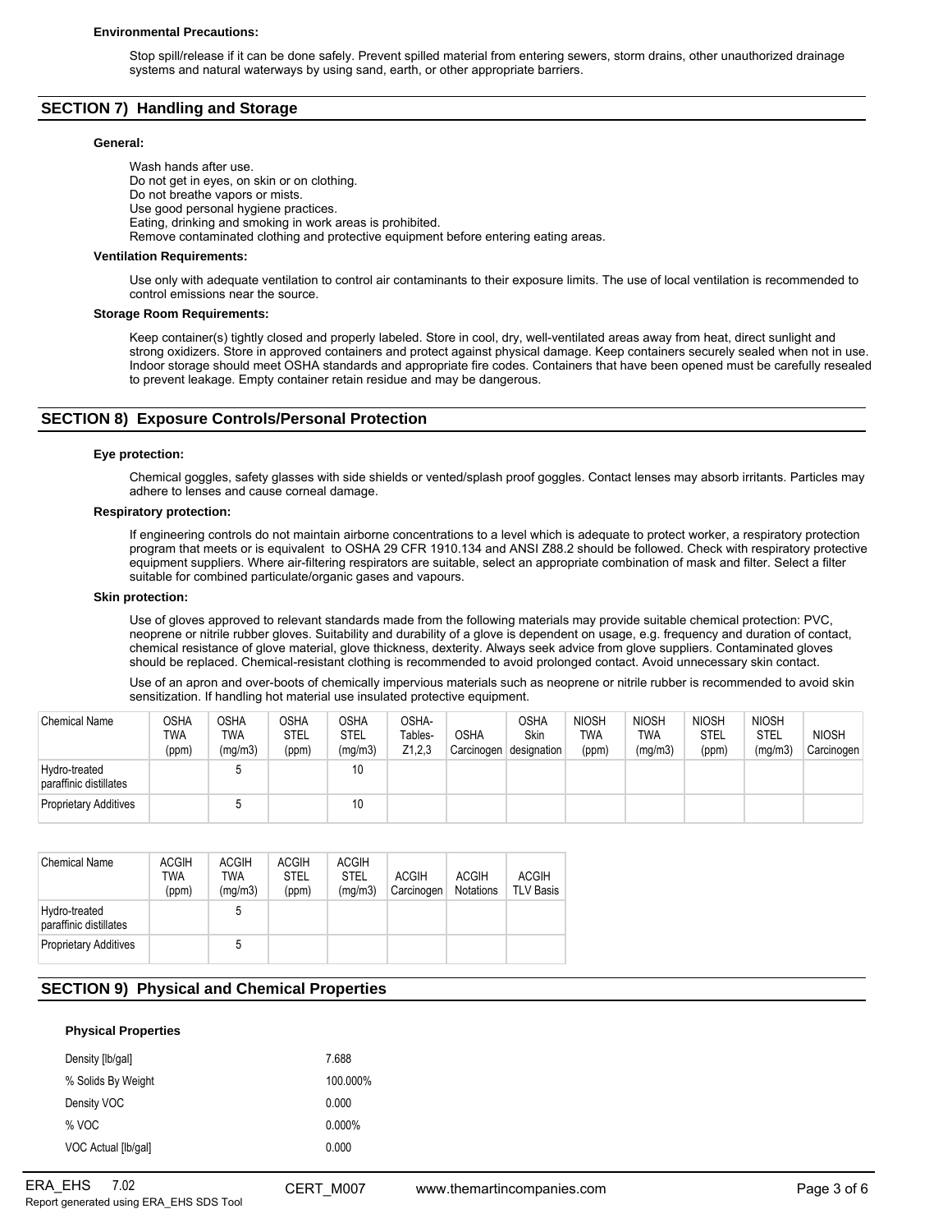**Environmental Precautions:**

Stop spill/release if it can be done safely. Prevent spilled material from entering sewers, storm drains, other unauthorized drainage systems and natural waterways by using sand, earth, or other appropriate barriers.

## SECTION 7) Handling and Storage

**General:**

Wash hands after use.
Do not get in eyes, on skin or on clothing.
Do not breathe vapors or mists.
Use good personal hygiene practices.
Eating, drinking and smoking in work areas is prohibited.
Remove contaminated clothing and protective equipment before entering eating areas.

**Ventilation Requirements:**

Use only with adequate ventilation to control air contaminants to their exposure limits. The use of local ventilation is recommended to control emissions near the source.

**Storage Room Requirements:**

Keep container(s) tightly closed and properly labeled. Store in cool, dry, well-ventilated areas away from heat, direct sunlight and strong oxidizers. Store in approved containers and protect against physical damage. Keep containers securely sealed when not in use. Indoor storage should meet OSHA standards and appropriate fire codes. Containers that have been opened must be carefully resealed to prevent leakage. Empty container retain residue and may be dangerous.

## SECTION 8) Exposure Controls/Personal Protection

**Eye protection:**

Chemical goggles, safety glasses with side shields or vented/splash proof goggles. Contact lenses may absorb irritants. Particles may adhere to lenses and cause corneal damage.

**Respiratory protection:**

If engineering controls do not maintain airborne concentrations to a level which is adequate to protect worker, a respiratory protection program that meets or is equivalent to OSHA 29 CFR 1910.134 and ANSI Z88.2 should be followed. Check with respiratory protective equipment suppliers. Where air-filtering respirators are suitable, select an appropriate combination of mask and filter. Select a filter suitable for combined particulate/organic gases and vapours.

**Skin protection:**

Use of gloves approved to relevant standards made from the following materials may provide suitable chemical protection: PVC, neoprene or nitrile rubber gloves. Suitability and durability of a glove is dependent on usage, e.g. frequency and duration of contact, chemical resistance of glove material, glove thickness, dexterity. Always seek advice from glove suppliers. Contaminated gloves should be replaced. Chemical-resistant clothing is recommended to avoid prolonged contact. Avoid unnecessary skin contact.

Use of an apron and over-boots of chemically impervious materials such as neoprene or nitrile rubber is recommended to avoid skin sensitization. If handling hot material use insulated protective equipment.

| Chemical Name | OSHA TWA (ppm) | OSHA TWA (mg/m3) | OSHA STEL (ppm) | OSHA STEL (mg/m3) | OSHA-Tables-Z1,2,3 | OSHA Carcinogen | OSHA Skin designation | NIOSH TWA (ppm) | NIOSH TWA (mg/m3) | NIOSH STEL (ppm) | NIOSH STEL (mg/m3) | NIOSH Carcinogen |
|---|---|---|---|---|---|---|---|---|---|---|---|---|
| Hydro-treated paraffinic distillates | | 5 | | 10 | | | | | | | | |
| Proprietary Additives | | 5 | | 10 | | | | | | | | |

| Chemical Name | ACGIH TWA (ppm) | ACGIH TWA (mg/m3) | ACGIH STEL (ppm) | ACGIH STEL (mg/m3) | ACGIH Carcinogen | ACGIH Notations | ACGIH TLV Basis |
|---|---|---|---|---|---|---|---|
| Hydro-treated paraffinic distillates | | 5 | | | | | |
| Proprietary Additives | | 5 | | | | | |

## SECTION 9) Physical and Chemical Properties

**Physical Properties**

| | |
|---|---|
| Density [lb/gal] | 7.688 |
| % Solids By Weight | 100.000% |
| Density VOC | 0.000 |
| % VOC | 0.000% |
| VOC Actual [lb/gal] | 0.000 |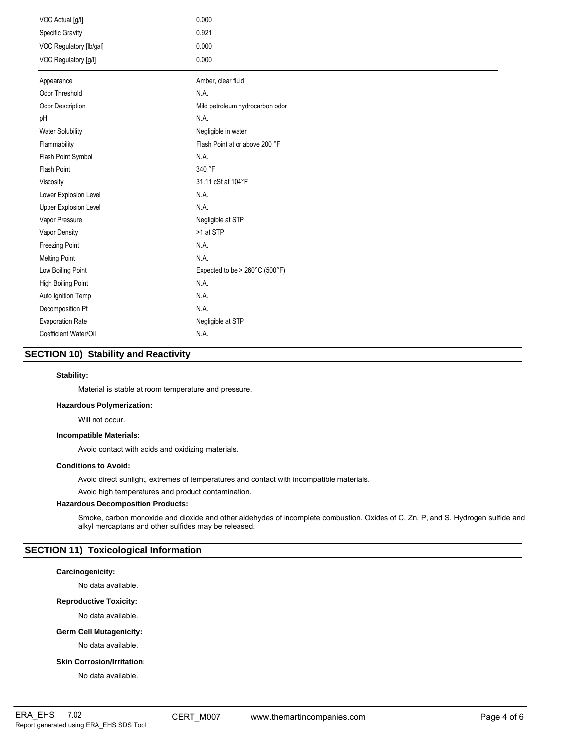| | |
|---|---|
| VOC Actual [g/l] | 0.000 |
| Specific Gravity | 0.921 |
| VOC Regulatory [lb/gal] | 0.000 |
| VOC Regulatory [g/l] | 0.000 |

| | |
|---|---|
| Appearance | Amber, clear fluid |
| Odor Threshold | N.A. |
| Odor Description | Mild petroleum hydrocarbon odor |
| pH | N.A. |
| Water Solubility | Negligible in water |
| Flammability | Flash Point at or above 200 °F |
| Flash Point Symbol | N.A. |
| Flash Point | 340 °F |
| Viscosity | 31.11 cSt at 104°F |
| Lower Explosion Level | N.A. |
| Upper Explosion Level | N.A. |
| Vapor Pressure | Negligible at STP |
| Vapor Density | >1 at STP |
| Freezing Point | N.A. |
| Melting Point | N.A. |
| Low Boiling Point | Expected to be > 260°C (500°F) |
| High Boiling Point | N.A. |
| Auto Ignition Temp | N.A. |
| Decomposition Pt | N.A. |
| Evaporation Rate | Negligible at STP |
| Coefficient Water/Oil | N.A. |

## SECTION 10) Stability and Reactivity

**Stability:**

Material is stable at room temperature and pressure.

**Hazardous Polymerization:**

Will not occur.

**Incompatible Materials:**

Avoid contact with acids and oxidizing materials.

**Conditions to Avoid:**

Avoid direct sunlight, extremes of temperatures and contact with incompatible materials.

Avoid high temperatures and product contamination.

**Hazardous Decomposition Products:**

Smoke, carbon monoxide and dioxide and other aldehydes of incomplete combustion. Oxides of C, Zn, P, and S. Hydrogen sulfide and alkyl mercaptans and other sulfides may be released.

## SECTION 11) Toxicological Information

**Carcinogenicity:**

No data available.

**Reproductive Toxicity:**

No data available.

**Germ Cell Mutagenicity:**

No data available.

**Skin Corrosion/Irritation:**

No data available.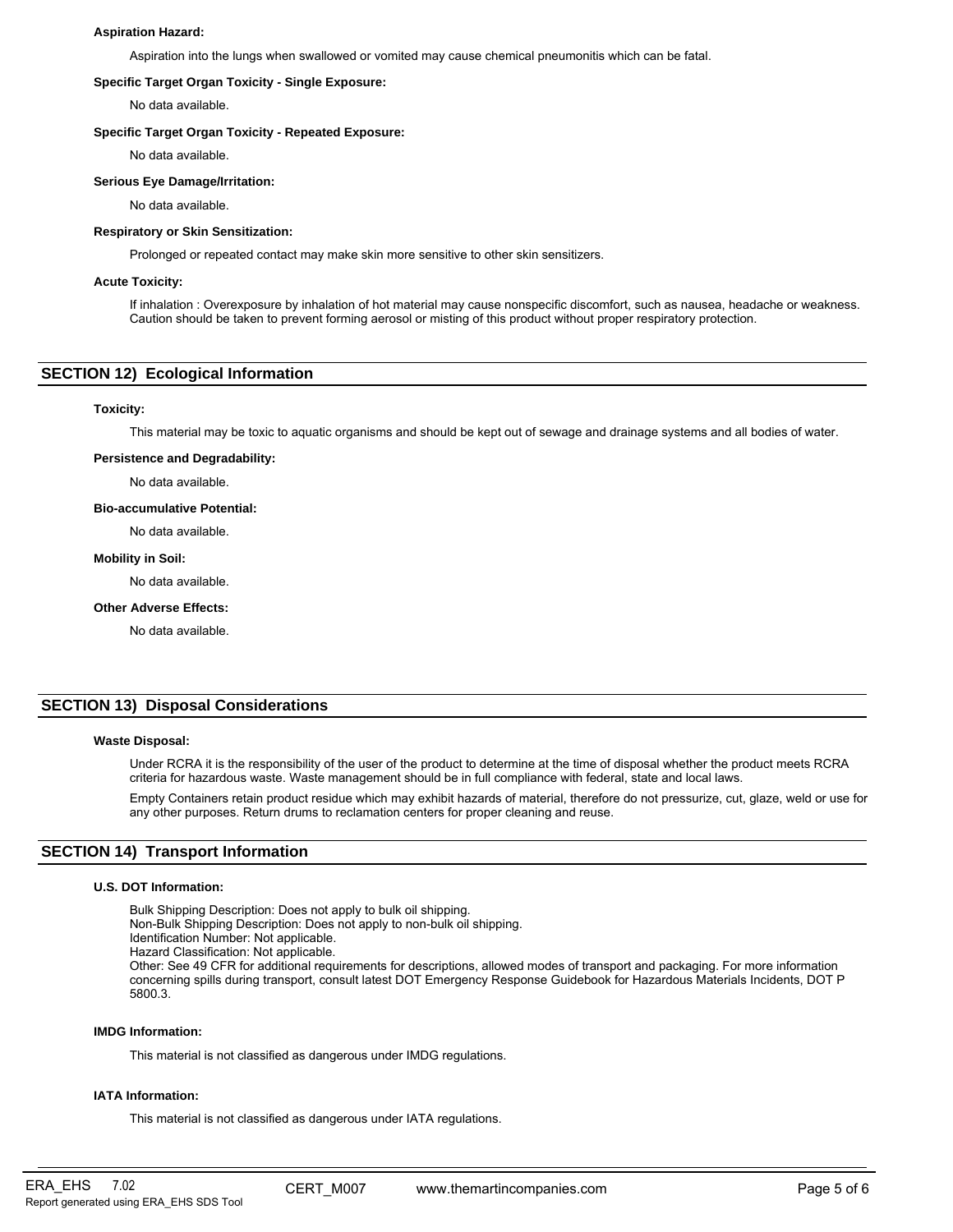**Aspiration Hazard:**

Aspiration into the lungs when swallowed or vomited may cause chemical pneumonitis which can be fatal.

**Specific Target Organ Toxicity - Single Exposure:**

No data available.

**Specific Target Organ Toxicity - Repeated Exposure:**

No data available.

**Serious Eye Damage/Irritation:**

No data available.

**Respiratory or Skin Sensitization:**

Prolonged or repeated contact may make skin more sensitive to other skin sensitizers.

**Acute Toxicity:**

If inhalation : Overexposure by inhalation of hot material may cause nonspecific discomfort, such as nausea, headache or weakness. Caution should be taken to prevent forming aerosol or misting of this product without proper respiratory protection.

## SECTION 12) Ecological Information

**Toxicity:**

This material may be toxic to aquatic organisms and should be kept out of sewage and drainage systems and all bodies of water.

**Persistence and Degradability:**

No data available.

**Bio-accumulative Potential:**

No data available.

**Mobility in Soil:**

No data available.

**Other Adverse Effects:**

No data available.

## SECTION 13) Disposal Considerations

**Waste Disposal:**

Under RCRA it is the responsibility of the user of the product to determine at the time of disposal whether the product meets RCRA criteria for hazardous waste. Waste management should be in full compliance with federal, state and local laws.

Empty Containers retain product residue which may exhibit hazards of material, therefore do not pressurize, cut, glaze, weld or use for any other purposes. Return drums to reclamation centers for proper cleaning and reuse.

## SECTION 14) Transport Information

**U.S. DOT Information:**

Bulk Shipping Description: Does not apply to bulk oil shipping.
Non-Bulk Shipping Description: Does not apply to non-bulk oil shipping.
Identification Number: Not applicable.
Hazard Classification: Not applicable.
Other: See 49 CFR for additional requirements for descriptions, allowed modes of transport and packaging. For more information concerning spills during transport, consult latest DOT Emergency Response Guidebook for Hazardous Materials Incidents, DOT P 5800.3.

**IMDG Information:**

This material is not classified as dangerous under IMDG regulations.

**IATA Information:**

This material is not classified as dangerous under IATA regulations.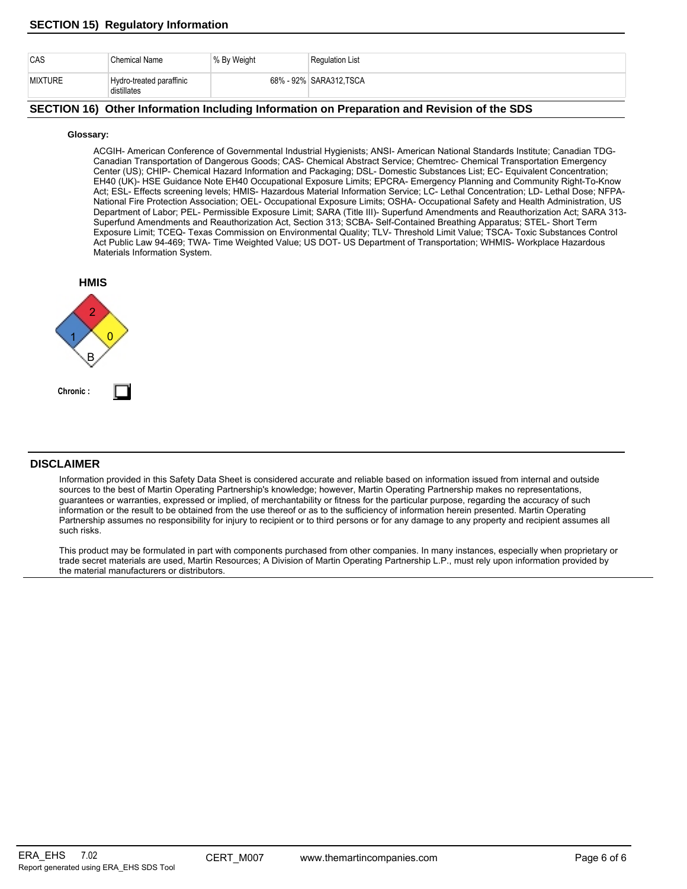## SECTION 15) Regulatory Information

| CAS | Chemical Name | % By Weight | Regulation List |
|---|---|---|---|
| MIXTURE | Hydro-treated paraffinic distillates | 68% - 92% | SARA312,TSCA |

## SECTION 16) Other Information Including Information on Preparation and Revision of the SDS

**Glossary:**

ACGIH- American Conference of Governmental Industrial Hygienists; ANSI- American National Standards Institute; Canadian TDG- Canadian Transportation of Dangerous Goods; CAS- Chemical Abstract Service; Chemtrec- Chemical Transportation Emergency Center (US); CHIP- Chemical Hazard Information and Packaging; DSL- Domestic Substances List; EC- Equivalent Concentration; EH40 (UK)- HSE Guidance Note EH40 Occupational Exposure Limits; EPCRA- Emergency Planning and Community Right-To-Know Act; ESL- Effects screening levels; HMIS- Hazardous Material Information Service; LC- Lethal Concentration; LD- Lethal Dose; NFPA- National Fire Protection Association; OEL- Occupational Exposure Limits; OSHA- Occupational Safety and Health Administration, US Department of Labor; PEL- Permissible Exposure Limit; SARA (Title III)- Superfund Amendments and Reauthorization Act; SARA 313- Superfund Amendments and Reauthorization Act, Section 313; SCBA- Self-Contained Breathing Apparatus; STEL- Short Term Exposure Limit; TCEQ- Texas Commission on Environmental Quality; TLV- Threshold Limit Value; TSCA- Toxic Substances Control Act Public Law 94-469; TWA- Time Weighted Value; US DOT- US Department of Transportation; WHMIS- Workplace Hazardous Materials Information System.

**HMIS**

2

1

0

B

**Chronic :** ☐

## DISCLAIMER

Information provided in this Safety Data Sheet is considered accurate and reliable based on information issued from internal and outside sources to the best of Martin Operating Partnership's knowledge; however, Martin Operating Partnership makes no representations, guarantees or warranties, expressed or implied, of merchantability or fitness for the particular purpose, regarding the accuracy of such information or the result to be obtained from the use thereof or as to the sufficiency of information herein presented. Martin Operating Partnership assumes no responsibility for injury to recipient or to third persons or for any damage to any property and recipient assumes all such risks.

This product may be formulated in part with components purchased from other companies. In many instances, especially when proprietary or trade secret materials are used, Martin Resources; A Division of Martin Operating Partnership L.P., must rely upon information provided by the material manufacturers or distributors.

ERA_EHS 7.02
Report generated using ERA_EHS SDS Tool

CERT_M007

www.themartincompanies.com